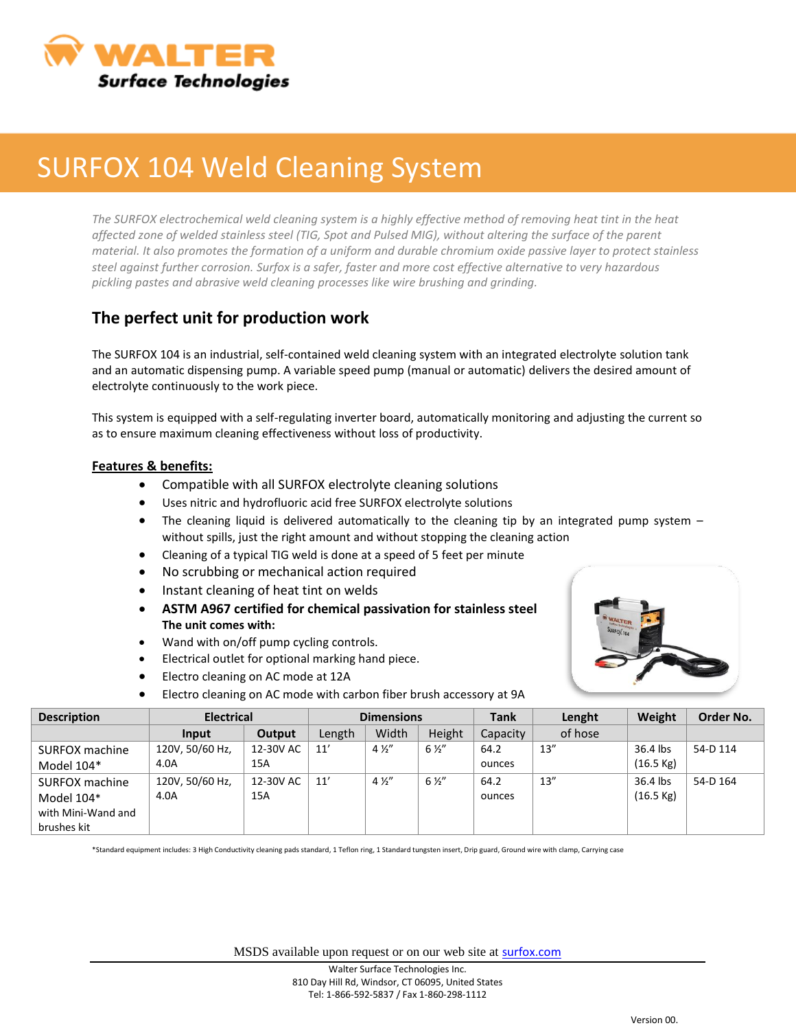# SURFOX 104 Weld Cleaning System

*The SURFOX electrochemical weld cleaning system is a highly effective method of removing heat tint in the heat affected zone of welded stainless steel (TIG, Spot and Pulsed MIG), without altering the surface of the parent material. It also promotes the formation of a uniform and durable chromium oxide passive layer to protect stainless steel against further corrosion. Surfox is a safer, faster and more cost effective alternative to very hazardous pickling pastes and abrasive weld cleaning processes like wire brushing and grinding.*

## The perfect unit for production work

The SURFOX 104 is an industrial, self-contained weld cleaning system with an integrated electrolyte solution tank and an automatic dispensing pump. A variable speed pump (manual or automatic) delivers the desired amount of electrolyte continuously to the work piece.

This system is equipped with a self-regulating inverter board, automatically monitoring and adjusting the current so as to ensure maximum cleaning effectiveness without loss of productivity.

**Features & benefits:**

- Compatible with all SURFOX electrolyte cleaning solutions
- Uses nitric and hydrofluoric acid free SURFOX electrolyte solutions
- The cleaning liquid is delivered automatically to the cleaning tip by an integrated pump system – without spills, just the right amount and without stopping the cleaning action
- Cleaning of a typical TIG weld is done at a speed of 5 feet per minute
- No scrubbing or mechanical action required
- Instant cleaning of heat tint on welds
- **ASTM A967 certified for chemical passivation for stainless steel**

**The unit comes with:**

- Wand with on/off pump cycling controls.
- Electrical outlet for optional marking hand piece.
- Electro cleaning on AC mode at 12A
- Electro cleaning on AC mode with carbon fiber brush accessory at 9A

| Description | Electrical | | Dimensions | | | Tank | Lenght | Weight | Order No. |
|---|---|---|---|---|---|---|---|---|---|
| | Input | Output | Length | Width | Height | Capacity | of hose | | |
| SURFOX machine Model 104* | 120V, 50/60 Hz, 4.0A | 12-30V AC 15A | 11' | 4 ½" | 6 ½" | 64.2 ounces | 13" | 36.4 lbs (16.5 Kg) | 54-D 114 |
| SURFOX machine Model 104* with Mini-Wand and brushes kit | 120V, 50/60 Hz, 4.0A | 12-30V AC 15A | 11' | 4 ½" | 6 ½" | 64.2 ounces | 13" | 36.4 lbs (16.5 Kg) | 54-D 164 |

*Standard equipment includes: 3 High Conductivity cleaning pads standard, 1 Teflon ring, 1 Standard tungsten insert, Drip guard, Ground wire with clamp, Carrying case

MSDS available upon request or on our web site at surfox.com

Walter Surface Technologies Inc.
810 Day Hill Rd, Windsor, CT 06095, United States
Tel: 1-866-592-5837 / Fax 1-860-298-1112

Version 00.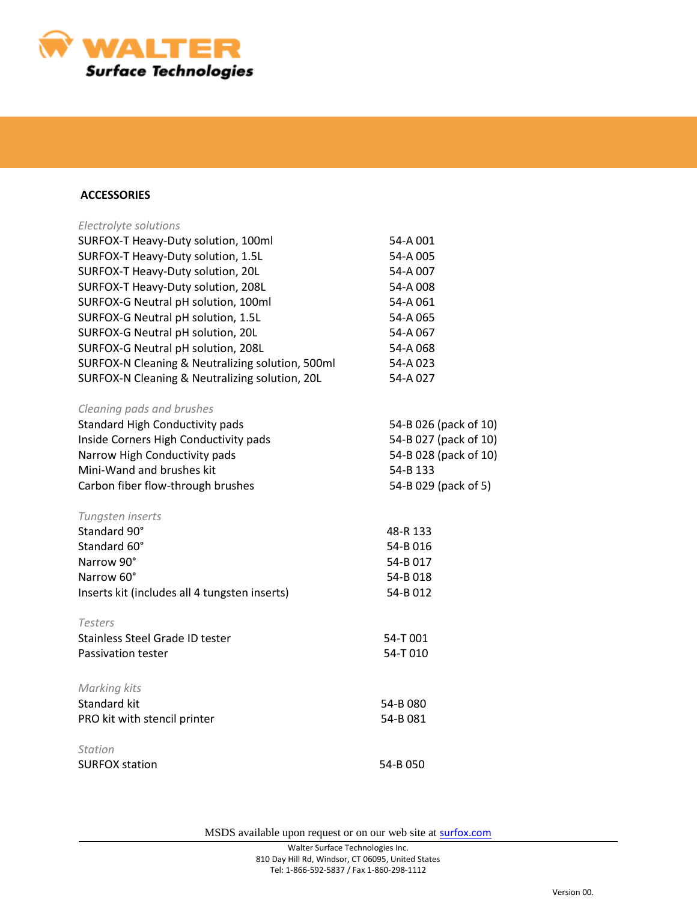## ACCESSORIES

| | |
|---|---|
| *Electrolyte solutions* | |
| SURFOX-T Heavy-Duty solution, 100ml | 54-A 001 |
| SURFOX-T Heavy-Duty solution, 1.5L | 54-A 005 |
| SURFOX-T Heavy-Duty solution, 20L | 54-A 007 |
| SURFOX-T Heavy-Duty solution, 208L | 54-A 008 |
| SURFOX-G Neutral pH solution, 100ml | 54-A 061 |
| SURFOX-G Neutral pH solution, 1.5L | 54-A 065 |
| SURFOX-G Neutral pH solution, 20L | 54-A 067 |
| SURFOX-G Neutral pH solution, 208L | 54-A 068 |
| SURFOX-N Cleaning & Neutralizing solution, 500ml | 54-A 023 |
| SURFOX-N Cleaning & Neutralizing solution, 20L | 54-A 027 |
| *Cleaning pads and brushes* | |
| Standard High Conductivity pads | 54-B 026 (pack of 10) |
| Inside Corners High Conductivity pads | 54-B 027 (pack of 10) |
| Narrow High Conductivity pads | 54-B 028 (pack of 10) |
| Mini-Wand and brushes kit | 54-B 133 |
| Carbon fiber flow-through brushes | 54-B 029 (pack of 5) |
| *Tungsten inserts* | |
| Standard 90° | 48-R 133 |
| Standard 60° | 54-B 016 |
| Narrow 90° | 54-B 017 |
| Narrow 60° | 54-B 018 |
| Inserts kit (includes all 4 tungsten inserts) | 54-B 012 |
| *Testers* | |
| Stainless Steel Grade ID tester | 54-T 001 |
| Passivation tester | 54-T 010 |
| *Marking kits* | |
| Standard kit | 54-B 080 |
| PRO kit with stencil printer | 54-B 081 |
| *Station* | |
| SURFOX station | 54-B 050 |

MSDS available upon request or on our web site at surfox.com

Walter Surface Technologies Inc.
810 Day Hill Rd, Windsor, CT 06095, United States
Tel: 1-866-592-5837 / Fax 1-860-298-1112

Version 00.